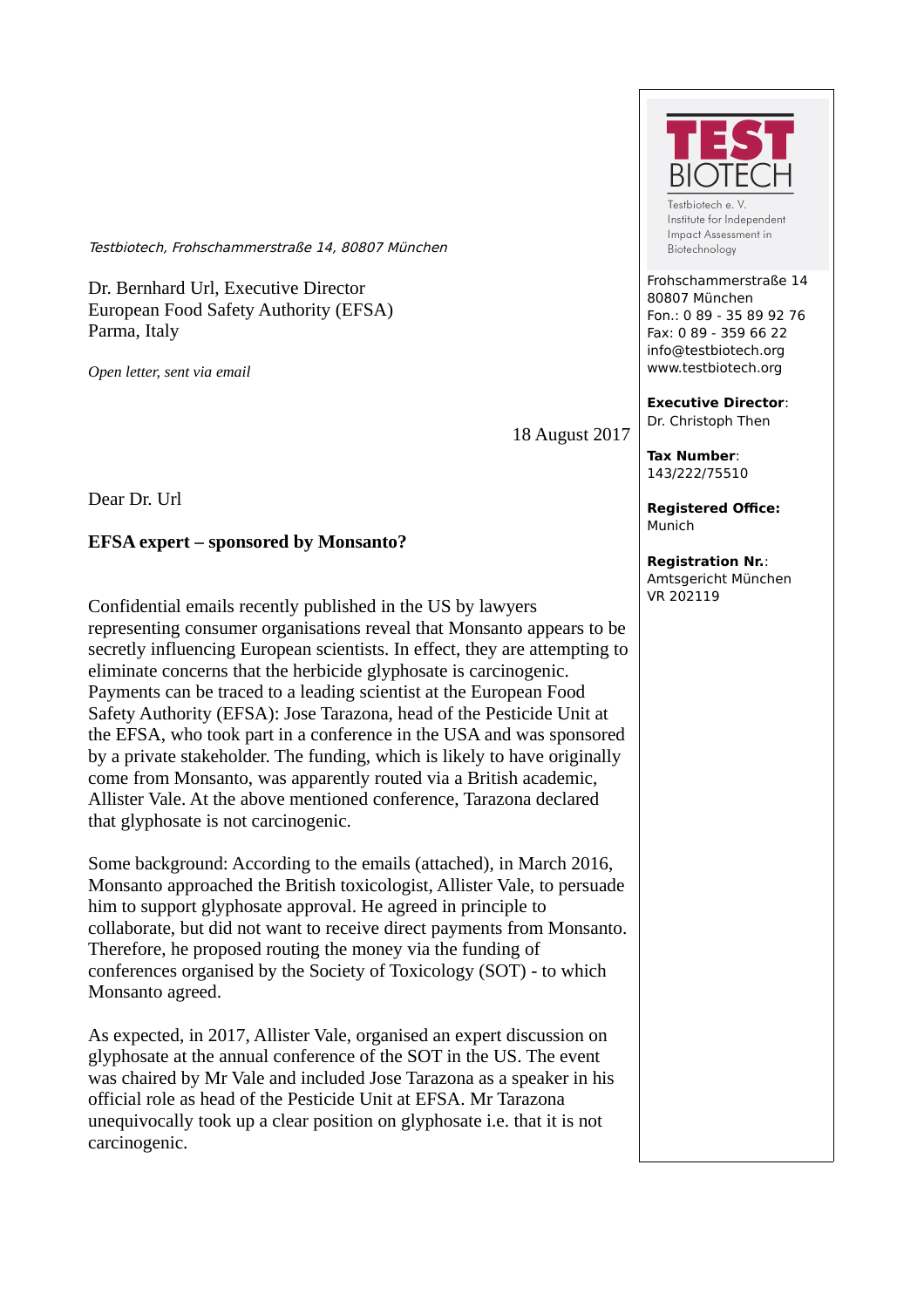*Testbiotech, Frohschammerstraße 14, 80807 München*

Dr. Bernhard Url, Executive Director
European Food Safety Authority (EFSA)
Parma, Italy

*Open letter, sent via email*

18 August 2017

Dear Dr. Url

**EFSA expert – sponsored by Monsanto?**

Confidential emails recently published in the US by lawyers representing consumer organisations reveal that Monsanto appears to be secretly influencing European scientists. In effect, they are attempting to eliminate concerns that the herbicide glyphosate is carcinogenic. Payments can be traced to a leading scientist at the European Food Safety Authority (EFSA): Jose Tarazona, head of the Pesticide Unit at the EFSA, who took part in a conference in the USA and was sponsored by a private stakeholder. The funding, which is likely to have originally come from Monsanto, was apparently routed via a British academic, Allister Vale. At the above mentioned conference, Tarazona declared that glyphosate is not carcinogenic.

Some background: According to the emails (attached), in March 2016, Monsanto approached the British toxicologist, Allister Vale, to persuade him to support glyphosate approval. He agreed in principle to collaborate, but did not want to receive direct payments from Monsanto. Therefore, he proposed routing the money via the funding of conferences organised by the Society of Toxicology (SOT) - to which Monsanto agreed.

As expected, in 2017, Allister Vale, organised an expert discussion on glyphosate at the annual conference of the SOT in the US. The event was chaired by Mr Vale and included Jose Tarazona as a speaker in his official role as head of the Pesticide Unit at EFSA. Mr Tarazona unequivocally took up a clear position on glyphosate i.e. that it is not carcinogenic.

**TEST BIOTECH**
Testbiotech e. V.
Institute for Independent Impact Assessment in Biotechnology

Frohschammerstraße 14
80807 München
Fon.: 0 89 - 35 89 92 76
Fax: 0 89 - 359 66 22
info@testbiotech.org
www.testbiotech.org

**Executive Director**:
Dr. Christoph Then

**Tax Number**:
143/222/75510

**Registered Office:**
Munich

**Registration Nr.**:
Amtsgericht München
VR 202119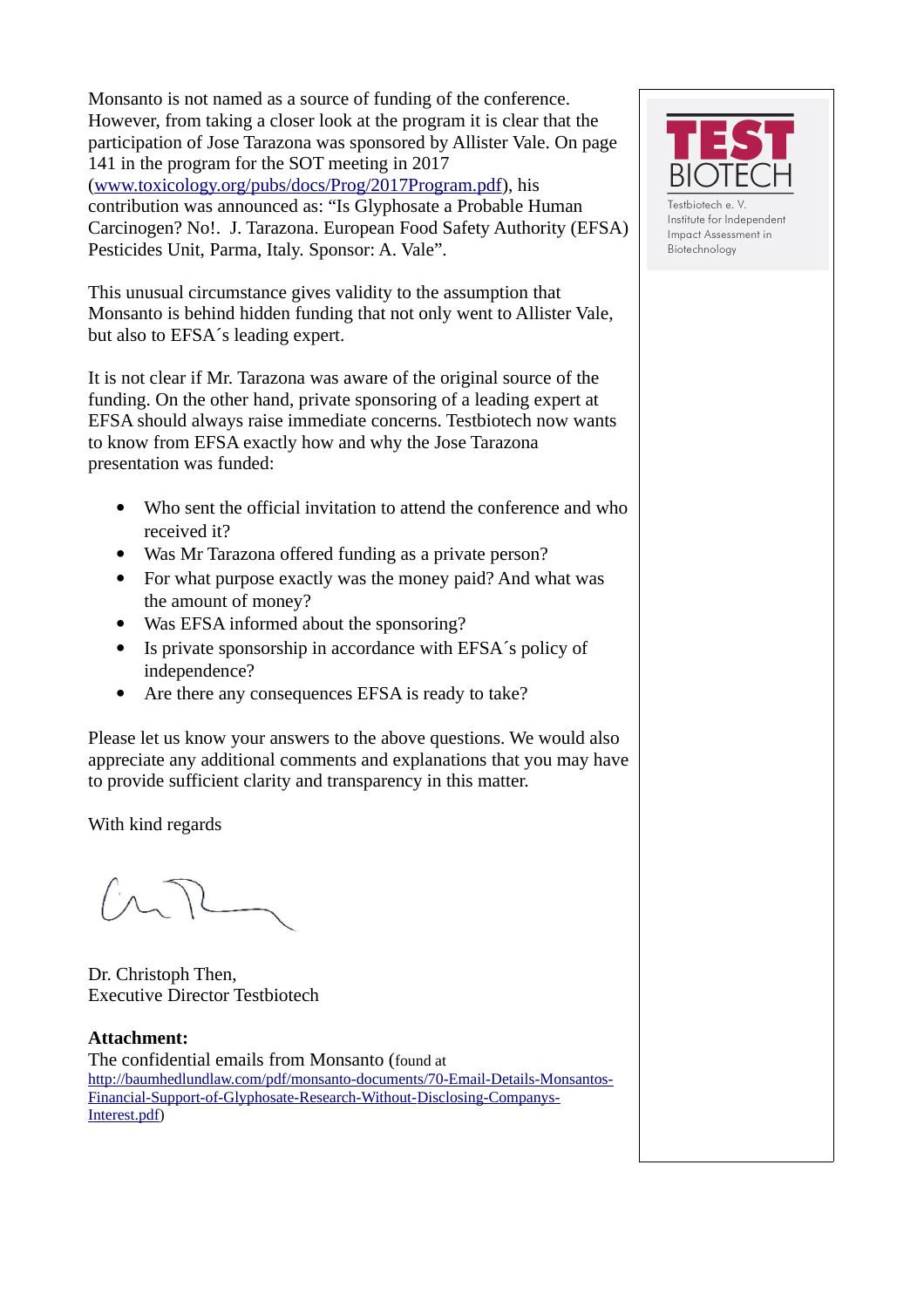Monsanto is not named as a source of funding of the conference. However, from taking a closer look at the program it is clear that the participation of Jose Tarazona was sponsored by Allister Vale. On page 141 in the program for the SOT meeting in 2017 ([www.toxicology.org/pubs/docs/Prog/2017Program.pdf](www.toxicology.org/pubs/docs/Prog/2017Program.pdf)), his contribution was announced as: “Is Glyphosate a Probable Human Carcinogen? No!. J. Tarazona. European Food Safety Authority (EFSA) Pesticides Unit, Parma, Italy. Sponsor: A. Vale”.

This unusual circumstance gives validity to the assumption that Monsanto is behind hidden funding that not only went to Allister Vale, but also to EFSA´s leading expert.

It is not clear if Mr. Tarazona was aware of the original source of the funding. On the other hand, private sponsoring of a leading expert at EFSA should always raise immediate concerns. Testbiotech now wants to know from EFSA exactly how and why the Jose Tarazona presentation was funded:

- Who sent the official invitation to attend the conference and who received it?
- Was Mr Tarazona offered funding as a private person?
- For what purpose exactly was the money paid? And what was the amount of money?
- Was EFSA informed about the sponsoring?
- Is private sponsorship in accordance with EFSA´s policy of independence?
- Are there any consequences EFSA is ready to take?

Please let us know your answers to the above questions. We would also appreciate any additional comments and explanations that you may have to provide sufficient clarity and transparency in this matter.

With kind regards

Dr. Christoph Then,
Executive Director Testbiotech

**Attachment:**
The confidential emails from Monsanto (found at [http://baumhedlundlaw.com/pdf/monsanto-documents/70-Email-Details-Monsantos-Financial-Support-of-Glyphosate-Research-Without-Disclosing-Companys-Interest.pdf](http://baumhedlundlaw.com/pdf/monsanto-documents/70-Email-Details-Monsantos-Financial-Support-of-Glyphosate-Research-Without-Disclosing-Companys-Interest.pdf))

TEST BIOTECH

Testbiotech e. V.
Institute for Independent Impact Assessment in Biotechnology